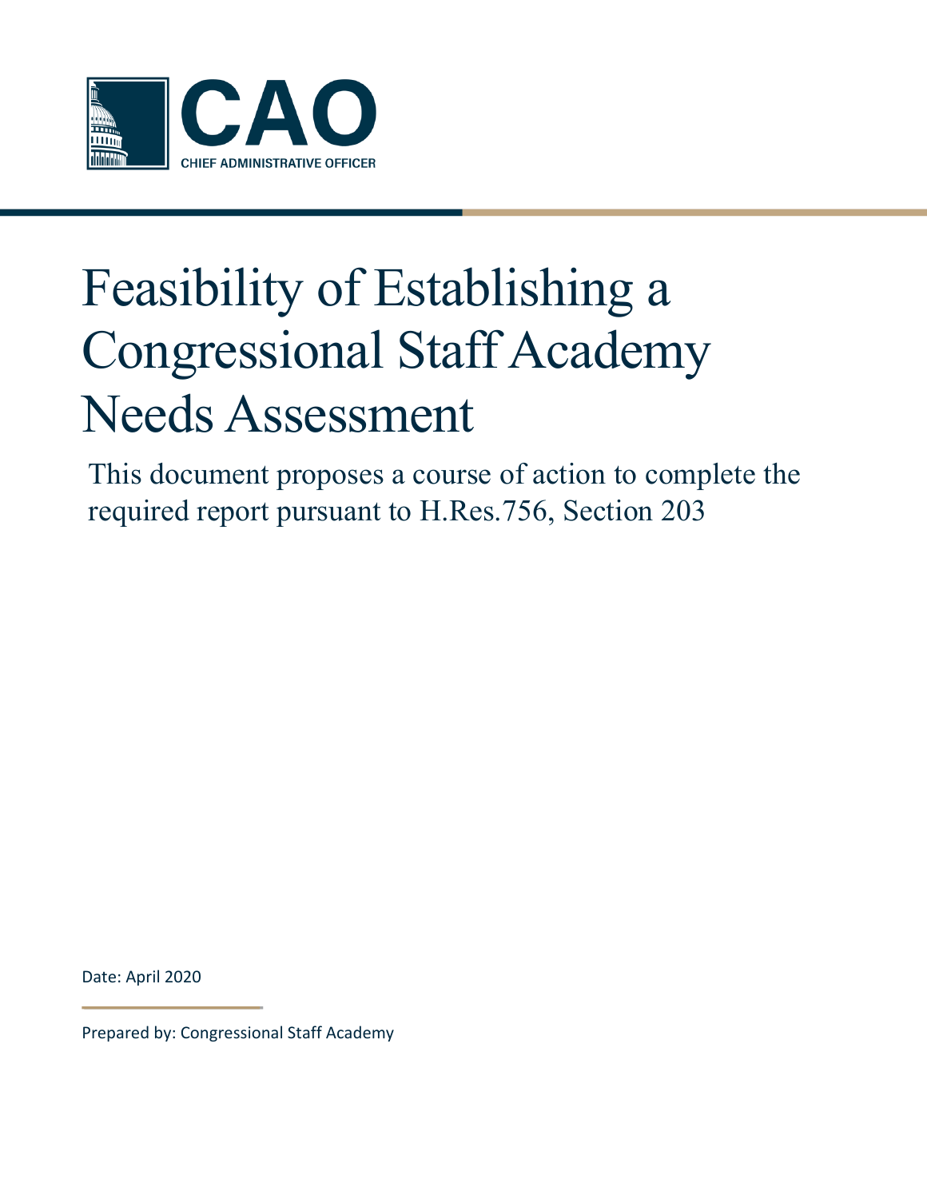CAO

CHIEF ADMINISTRATIVE OFFICER

# Feasibility of Establishing a Congressional Staff Academy Needs Assessment

This document proposes a course of action to complete the required report pursuant to H.Res.756, Section 203

Date: April 2020

Prepared by: Congressional Staff Academy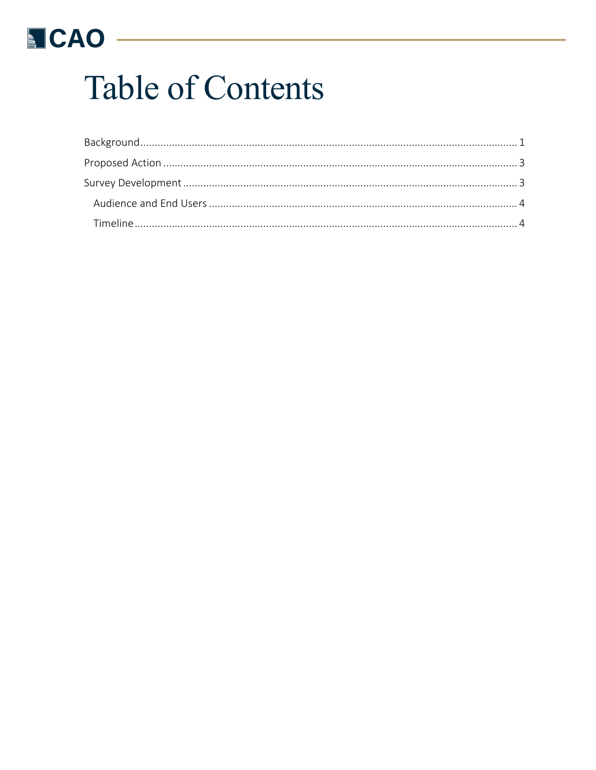# Table of Contents

Background.................................................................................................................. 1

Proposed Action .......................................................................................................... 3

Survey Development .................................................................................................... 3

  Audience and End Users .......................................................................................... 4

  Timeline .................................................................................................................... 4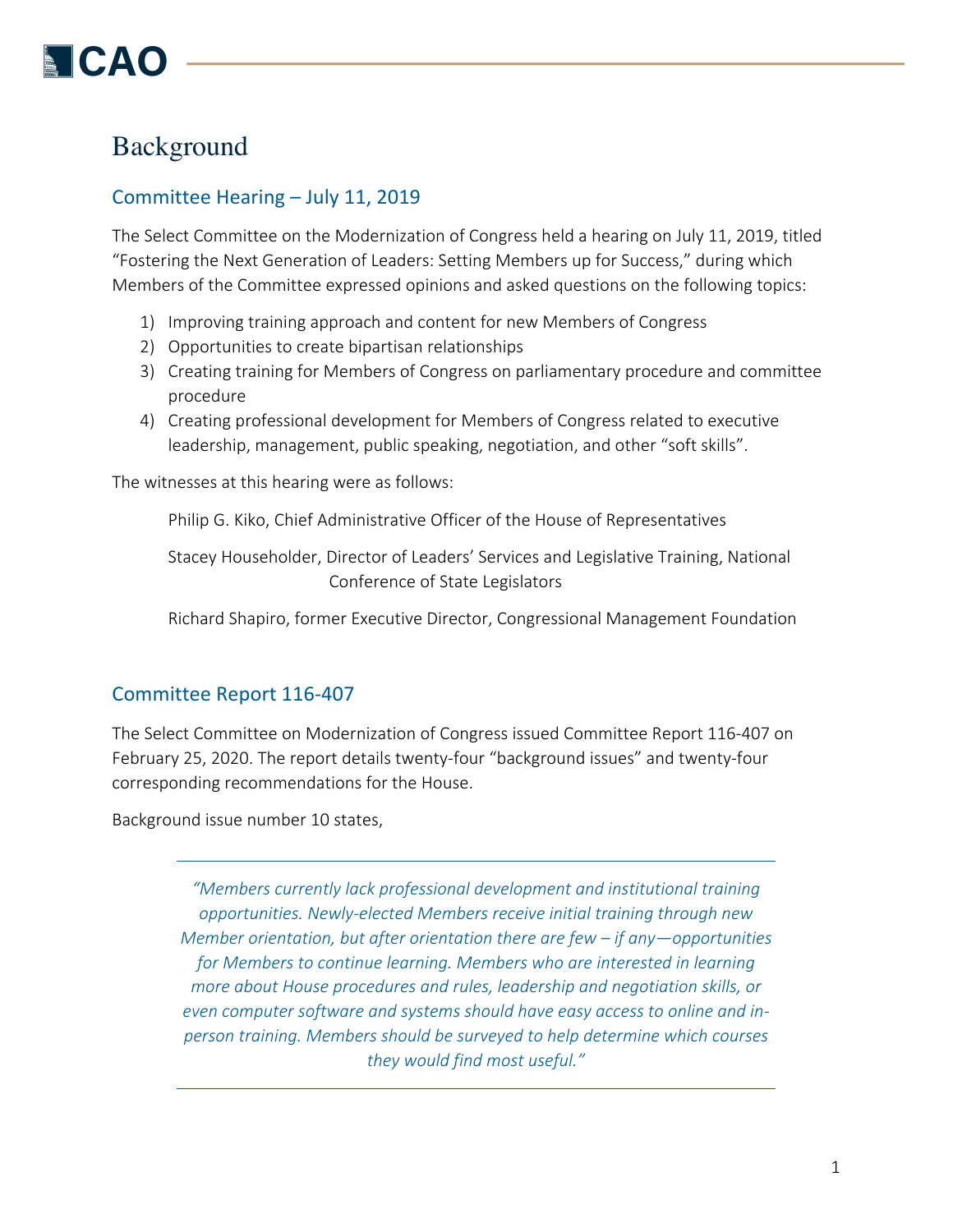# Background

## Committee Hearing – July 11, 2019

The Select Committee on the Modernization of Congress held a hearing on July 11, 2019, titled "Fostering the Next Generation of Leaders: Setting Members up for Success," during which Members of the Committee expressed opinions and asked questions on the following topics:

1) Improving training approach and content for new Members of Congress
2) Opportunities to create bipartisan relationships
3) Creating training for Members of Congress on parliamentary procedure and committee procedure
4) Creating professional development for Members of Congress related to executive leadership, management, public speaking, negotiation, and other "soft skills".

The witnesses at this hearing were as follows:

Philip G. Kiko, Chief Administrative Officer of the House of Representatives

Stacey Householder, Director of Leaders' Services and Legislative Training, National Conference of State Legislators

Richard Shapiro, former Executive Director, Congressional Management Foundation

## Committee Report 116-407

The Select Committee on Modernization of Congress issued Committee Report 116-407 on February 25, 2020. The report details twenty-four "background issues" and twenty-four corresponding recommendations for the House.

Background issue number 10 states,

> *"Members currently lack professional development and institutional training opportunities. Newly-elected Members receive initial training through new Member orientation, but after orientation there are few – if any—opportunities for Members to continue learning. Members who are interested in learning more about House procedures and rules, leadership and negotiation skills, or even computer software and systems should have easy access to online and in-person training. Members should be surveyed to help determine which courses they would find most useful."*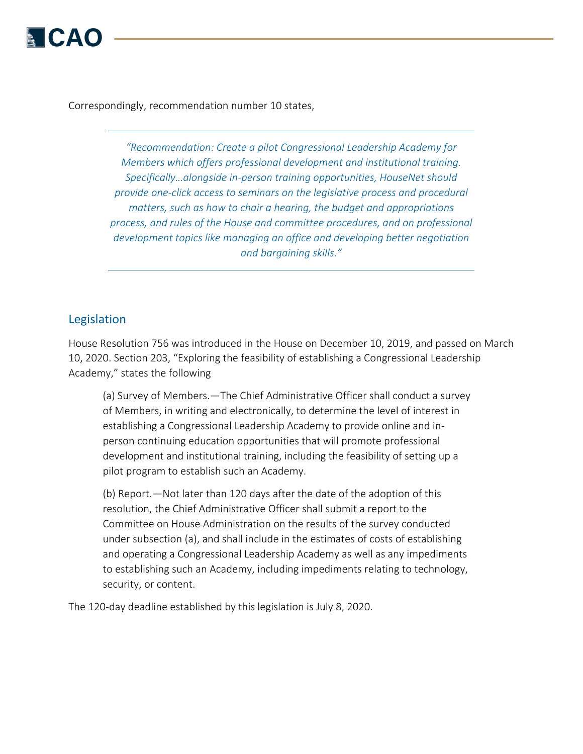Correspondingly, recommendation number 10 states,

> *"Recommendation: Create a pilot Congressional Leadership Academy for Members which offers professional development and institutional training. Specifically…alongside in-person training opportunities, HouseNet should provide one-click access to seminars on the legislative process and procedural matters, such as how to chair a hearing, the budget and appropriations process, and rules of the House and committee procedures, and on professional development topics like managing an office and developing better negotiation and bargaining skills."*

## Legislation

House Resolution 756 was introduced in the House on December 10, 2019, and passed on March 10, 2020. Section 203, "Exploring the feasibility of establishing a Congressional Leadership Academy," states the following

> (a) Survey of Members.—The Chief Administrative Officer shall conduct a survey of Members, in writing and electronically, to determine the level of interest in establishing a Congressional Leadership Academy to provide online and in-person continuing education opportunities that will promote professional development and institutional training, including the feasibility of setting up a pilot program to establish such an Academy.
>
> (b) Report.—Not later than 120 days after the date of the adoption of this resolution, the Chief Administrative Officer shall submit a report to the Committee on House Administration on the results of the survey conducted under subsection (a), and shall include in the estimates of costs of establishing and operating a Congressional Leadership Academy as well as any impediments to establishing such an Academy, including impediments relating to technology, security, or content.

The 120-day deadline established by this legislation is July 8, 2020.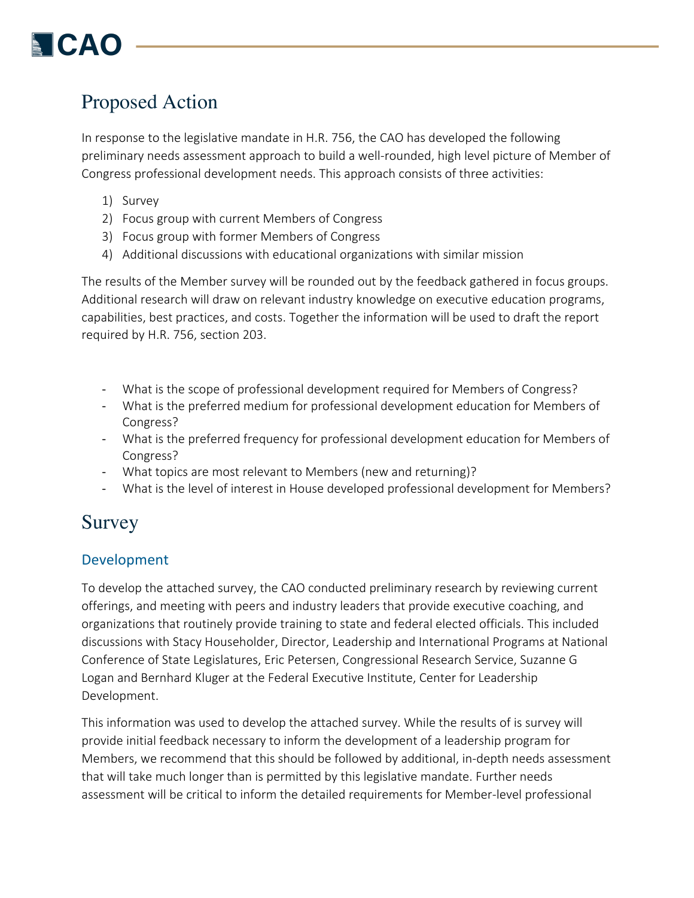## Proposed Action

In response to the legislative mandate in H.R. 756, the CAO has developed the following preliminary needs assessment approach to build a well-rounded, high level picture of Member of Congress professional development needs. This approach consists of three activities:

1) Survey
2) Focus group with current Members of Congress
3) Focus group with former Members of Congress
4) Additional discussions with educational organizations with similar mission

The results of the Member survey will be rounded out by the feedback gathered in focus groups. Additional research will draw on relevant industry knowledge on executive education programs, capabilities, best practices, and costs. Together the information will be used to draft the report required by H.R. 756, section 203.

- What is the scope of professional development required for Members of Congress?
- What is the preferred medium for professional development education for Members of Congress?
- What is the preferred frequency for professional development education for Members of Congress?
- What topics are most relevant to Members (new and returning)?
- What is the level of interest in House developed professional development for Members?

## Survey

### Development

To develop the attached survey, the CAO conducted preliminary research by reviewing current offerings, and meeting with peers and industry leaders that provide executive coaching, and organizations that routinely provide training to state and federal elected officials. This included discussions with Stacy Householder, Director, Leadership and International Programs at National Conference of State Legislatures, Eric Petersen, Congressional Research Service, Suzanne G Logan and Bernhard Kluger at the Federal Executive Institute, Center for Leadership Development.

This information was used to develop the attached survey. While the results of is survey will provide initial feedback necessary to inform the development of a leadership program for Members, we recommend that this should be followed by additional, in-depth needs assessment that will take much longer than is permitted by this legislative mandate. Further needs assessment will be critical to inform the detailed requirements for Member-level professional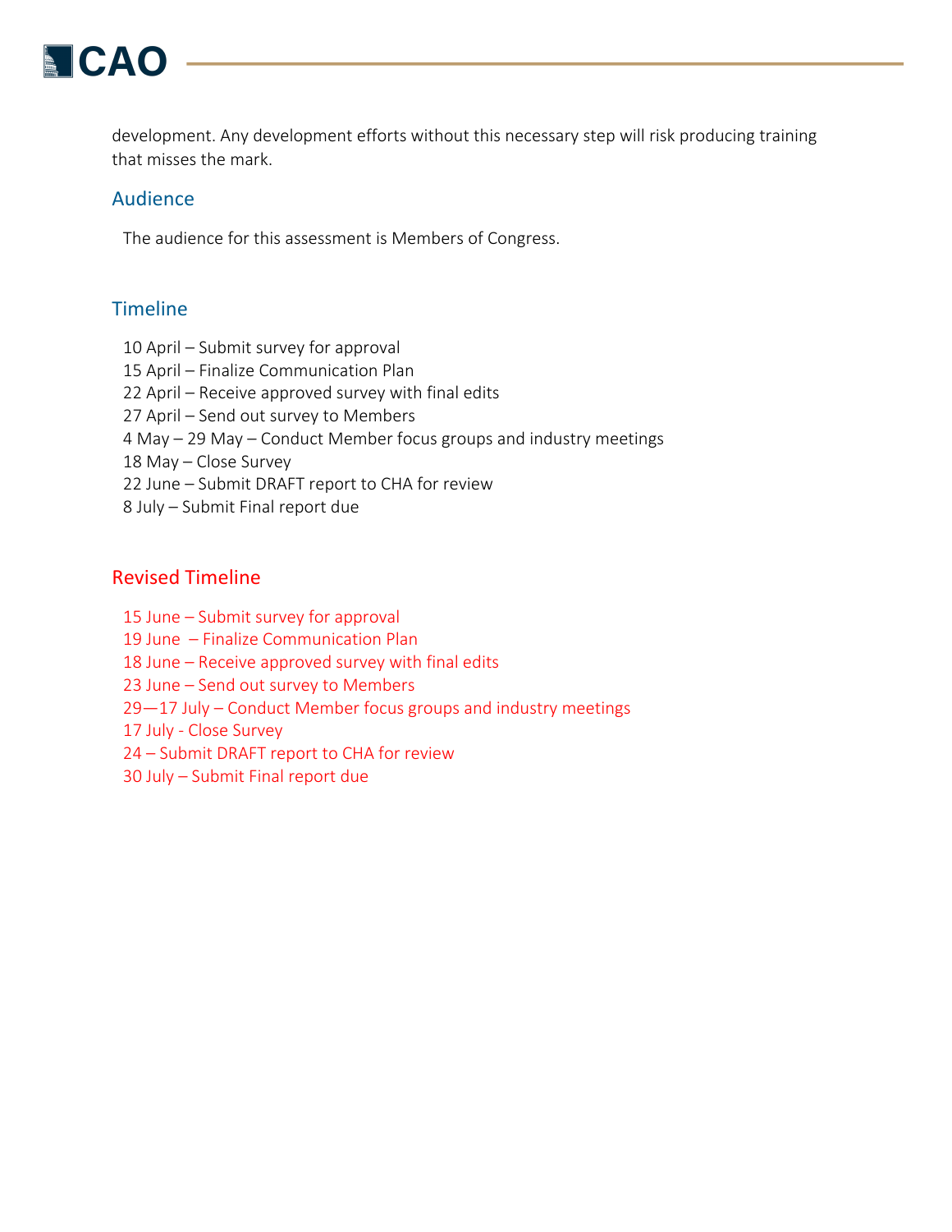development. Any development efforts without this necessary step will risk producing training that misses the mark.

## Audience

The audience for this assessment is Members of Congress.

## Timeline

10 April – Submit survey for approval
15 April – Finalize Communication Plan
22 April – Receive approved survey with final edits
27 April – Send out survey to Members
4 May – 29 May – Conduct Member focus groups and industry meetings
18 May – Close Survey
22 June – Submit DRAFT report to CHA for review
8 July – Submit Final report due

## Revised Timeline

15 June – Submit survey for approval
19 June – Finalize Communication Plan
18 June – Receive approved survey with final edits
23 June – Send out survey to Members
29—17 July – Conduct Member focus groups and industry meetings
17 July - Close Survey
24 – Submit DRAFT report to CHA for review
30 July – Submit Final report due